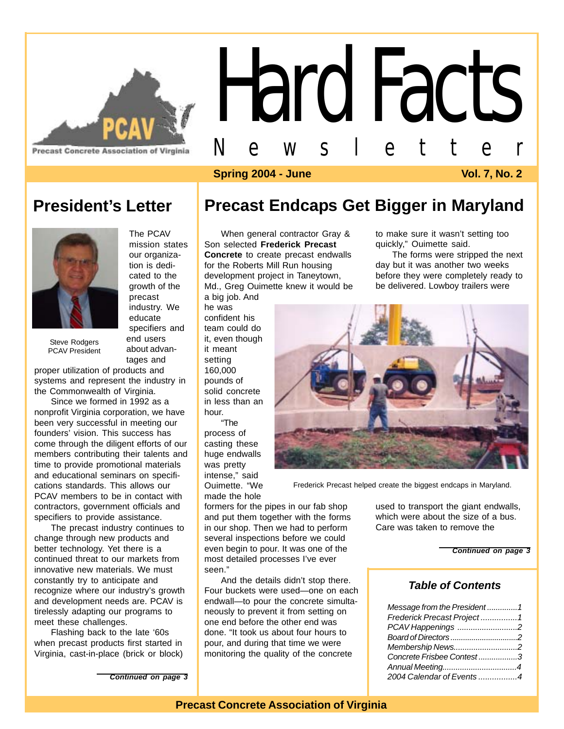# Hard Facts

## Newsletter

Precast Concrete Association of Virginia

**Spring 2004 - June** **Vol. 7, No. 2**

## President's Letter

Steve Rodgers
PCAV President

The PCAV mission states our organization is dedicated to the growth of the precast industry. We educate specifiers and end users about advantages and proper utilization of products and systems and represent the industry in the Commonwealth of Virginia.

Since we formed in 1992 as a nonprofit Virginia corporation, we have been very successful in meeting our founders' vision. This success has come through the diligent efforts of our members contributing their talents and time to provide promotional materials and educational seminars on specifications standards. This allows our PCAV members to be in contact with contractors, government officials and specifiers to provide assistance.

The precast industry continues to change through new products and better technology. Yet there is a continued threat to our markets from innovative new materials. We must constantly try to anticipate and recognize where our industry's growth and development needs are. PCAV is tirelessly adapting our programs to meet these challenges.

Flashing back to the late '60s when precast products first started in Virginia, cast-in-place (brick or block)

***Continued on page 3***

## Precast Endcaps Get Bigger in Maryland

When general contractor Gray & Son selected **Frederick Precast Concrete** to create precast endwalls for the Roberts Mill Run housing development project in Taneytown, Md., Greg Ouimette knew it would be a big job. And he was confident his team could do it, even though it meant setting 160,000 pounds of solid concrete in less than an hour.

"The process of casting these huge endwalls was pretty intense," said Ouimette. "We made the hole formers for the pipes in our fab shop and put them together with the forms in our shop. Then we had to perform several inspections before we could even begin to pour. It was one of the most detailed processes I've ever seen."

And the details didn't stop there. Four buckets were used—one on each endwall—to pour the concrete simultaneously to prevent it from setting on one end before the other end was done. "It took us about four hours to pour, and during that time we were monitoring the quality of the concrete to make sure it wasn't setting too quickly," Ouimette said.

The forms were stripped the next day but it was another two weeks before they were completely ready to be delivered. Lowboy trailers were used to transport the giant endwalls, which were about the size of a bus. Care was taken to remove the

Frederick Precast helped create the biggest endcaps in Maryland.

***Continued on page 3***

### Table of Contents

*Message from the President ..............1*
*Frederick Precast Project ................1*
*PCAV Happenings ...........................2*
*Board of Directors ...............................2*
*Membership News............................2*
*Concrete Frisbee Contest .................3*
*Annual Meeting.................................4*
*2004 Calendar of Events ................4*

**Precast Concrete Association of Virginia**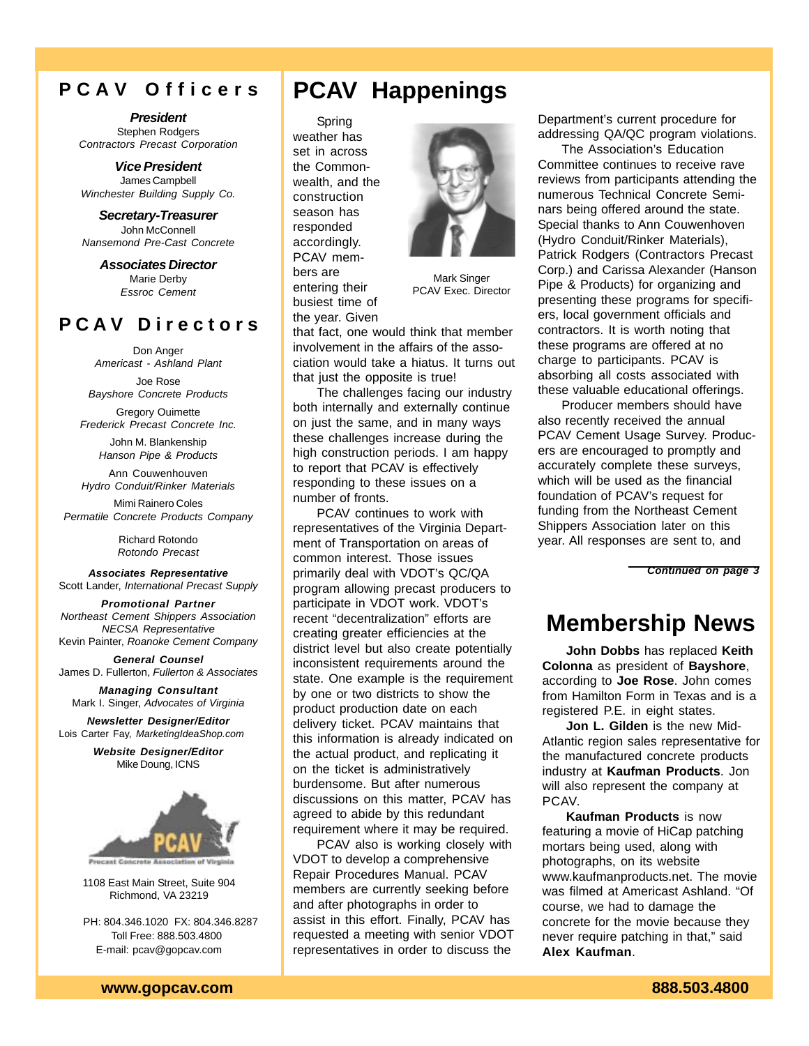## PCAV Officers

***President***
Stephen Rodgers
*Contractors Precast Corporation*

***Vice President***
James Campbell
*Winchester Building Supply Co.*

***Secretary-Treasurer***
John McConnell
*Nansemond Pre-Cast Concrete*

***Associates Director***
Marie Derby
*Essroc Cement*

## PCAV Directors

Don Anger
*Americast - Ashland Plant*

Joe Rose
*Bayshore Concrete Products*

Gregory Ouimette
*Frederick Precast Concrete Inc.*

John M. Blankenship
*Hanson Pipe & Products*

Ann Couwenhouven
*Hydro Conduit/Rinker Materials*

Mimi Rainero Coles
*Permatile Concrete Products Company*

Richard Rotondo
*Rotondo Precast*

***Associates Representative***
Scott Lander, *International Precast Supply*

***Promotional Partner***
*Northeast Cement Shippers Association*
*NECSA Representative*
Kevin Painter, *Roanoke Cement Company*

***General Counsel***
James D. Fullerton, *Fullerton & Associates*

***Managing Consultant***
Mark I. Singer, *Advocates of Virginia*

***Newsletter Designer/Editor***
Lois Carter Fay, *MarketingIdeaShop.com*

***Website Designer/Editor***
Mike Doung, ICNS

Precast Concrete Association of Virginia

1108 East Main Street, Suite 904
Richmond, VA 23219

PH: 804.346.1020 FX: 804.346.8287
Toll Free: 888.503.4800
E-mail: pcav@gopcav.com

# PCAV Happenings

Mark Singer
PCAV Exec. Director

Spring weather has set in across the Commonwealth, and the construction season has responded accordingly. PCAV members are entering their busiest time of the year. Given that fact, one would think that member involvement in the affairs of the association would take a hiatus. It turns out that just the opposite is true!

The challenges facing our industry both internally and externally continue on just the same, and in many ways these challenges increase during the high construction periods. I am happy to report that PCAV is effectively responding to these issues on a number of fronts.

PCAV continues to work with representatives of the Virginia Department of Transportation on areas of common interest. Those issues primarily deal with VDOT's QC/QA program allowing precast producers to participate in VDOT work. VDOT's recent "decentralization" efforts are creating greater efficiencies at the district level but also create potentially inconsistent requirements around the state. One example is the requirement by one or two districts to show the product production date on each delivery ticket. PCAV maintains that this information is already indicated on the actual product, and replicating it on the ticket is administratively burdensome. But after numerous discussions on this matter, PCAV has agreed to abide by this redundant requirement where it may be required.

PCAV also is working closely with VDOT to develop a comprehensive Repair Procedures Manual. PCAV members are currently seeking before and after photographs in order to assist in this effort. Finally, PCAV has requested a meeting with senior VDOT representatives in order to discuss the Department's current procedure for addressing QA/QC program violations.

The Association's Education Committee continues to receive rave reviews from participants attending the numerous Technical Concrete Seminars being offered around the state. Special thanks to Ann Couwenhoven (Hydro Conduit/Rinker Materials), Patrick Rodgers (Contractors Precast Corp.) and Carissa Alexander (Hanson Pipe & Products) for organizing and presenting these programs for specifiers, local government officials and contractors. It is worth noting that these programs are offered at no charge to participants. PCAV is absorbing all costs associated with these valuable educational offerings.

Producer members should have also recently received the annual PCAV Cement Usage Survey. Producers are encouraged to promptly and accurately complete these surveys, which will be used as the financial foundation of PCAV's request for funding from the Northeast Cement Shippers Association later on this year. All responses are sent to, and

***Continued on page 3***

# Membership News

**John Dobbs** has replaced **Keith Colonna** as president of **Bayshore**, according to **Joe Rose**. John comes from Hamilton Form in Texas and is a registered P.E. in eight states.

**Jon L. Gilden** is the new Mid-Atlantic region sales representative for the manufactured concrete products industry at **Kaufman Products**. Jon will also represent the company at PCAV.

**Kaufman Products** is now featuring a movie of HiCap patching mortars being used, along with photographs, on its website www.kaufmanproducts.net. The movie was filmed at Americast Ashland. "Of course, we had to damage the concrete for the movie because they never require patching in that," said **Alex Kaufman**.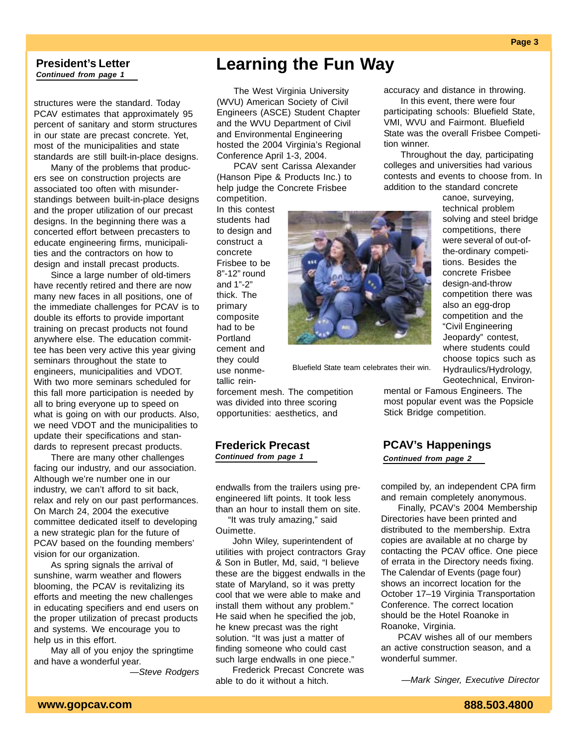## President's Letter

*Continued from page 1*

structures were the standard. Today PCAV estimates that approximately 95 percent of sanitary and storm structures in our state are precast concrete. Yet, most of the municipalities and state standards are still built-in-place designs.

Many of the problems that producers see on construction projects are associated too often with misunderstandings between built-in-place designs and the proper utilization of our precast designs. In the beginning there was a concerted effort between precasters to educate engineering firms, municipalities and the contractors on how to design and install precast products.

Since a large number of old-timers have recently retired and there are now many new faces in all positions, one of the immediate challenges for PCAV is to double its efforts to provide important training on precast products not found anywhere else. The education committee has been very active this year giving seminars throughout the state to engineers, municipalities and VDOT. With two more seminars scheduled for this fall more participation is needed by all to bring everyone up to speed on what is going on with our products. Also, we need VDOT and the municipalities to update their specifications and standards to represent precast products.

There are many other challenges facing our industry, and our association. Although we're number one in our industry, we can't afford to sit back, relax and rely on our past performances. On March 24, 2004 the executive committee dedicated itself to developing a new strategic plan for the future of PCAV based on the founding members' vision for our organization.

As spring signals the arrival of sunshine, warm weather and flowers blooming, the PCAV is revitalizing its efforts and meeting the new challenges in educating specifiers and end users on the proper utilization of precast products and systems. We encourage you to help us in this effort.

May all of you enjoy the springtime and have a wonderful year.

*—Steve Rodgers*

# Learning the Fun Way

The West Virginia University (WVU) American Society of Civil Engineers (ASCE) Student Chapter and the WVU Department of Civil and Environmental Engineering hosted the 2004 Virginia's Regional Conference April 1-3, 2004.

PCAV sent Carissa Alexander (Hanson Pipe & Products Inc.) to help judge the Concrete Frisbee competition. In this contest students had to design and construct a concrete Frisbee to be 8"-12" round and 1"-2" thick. The primary composite had to be Portland cement and they could use nonmetallic reinforcement mesh. The competition was divided into three scoring opportunities: aesthetics, and accuracy and distance in throwing.

Bluefield State team celebrates their win.

In this event, there were four participating schools: Bluefield State, VMI, WVU and Fairmont. Bluefield State was the overall Frisbee Competition winner.

Throughout the day, participating colleges and universities had various contests and events to choose from. In addition to the standard concrete canoe, surveying, technical problem solving and steel bridge competitions, there were several of out-of-the-ordinary competitions. Besides the concrete Frisbee design-and-throw competition there was also an egg-drop competition and the "Civil Engineering Jeopardy" contest, where students could choose topics such as Hydraulics/Hydrology, Geotechnical, Environmental or Famous Engineers. The most popular event was the Popsicle Stick Bridge competition.

## Frederick Precast

*Continued from page 1*

endwalls from the trailers using pre-engineered lift points. It took less than an hour to install them on site.

"It was truly amazing," said Ouimette.

John Wiley, superintendent of utilities with project contractors Gray & Son in Butler, Md, said, "I believe these are the biggest endwalls in the state of Maryland, so it was pretty cool that we were able to make and install them without any problem." He said when he specified the job, he knew precast was the right solution. "It was just a matter of finding someone who could cast such large endwalls in one piece."

Frederick Precast Concrete was able to do it without a hitch.

## PCAV's Happenings

*Continued from page 2*

compiled by, an independent CPA firm and remain completely anonymous.

Finally, PCAV's 2004 Membership Directories have been printed and distributed to the membership. Extra copies are available at no charge by contacting the PCAV office. One piece of errata in the Directory needs fixing. The Calendar of Events (page four) shows an incorrect location for the October 17–19 Virginia Transportation Conference. The correct location should be the Hotel Roanoke in Roanoke, Virginia.

PCAV wishes all of our members an active construction season, and a wonderful summer.

*—Mark Singer, Executive Director*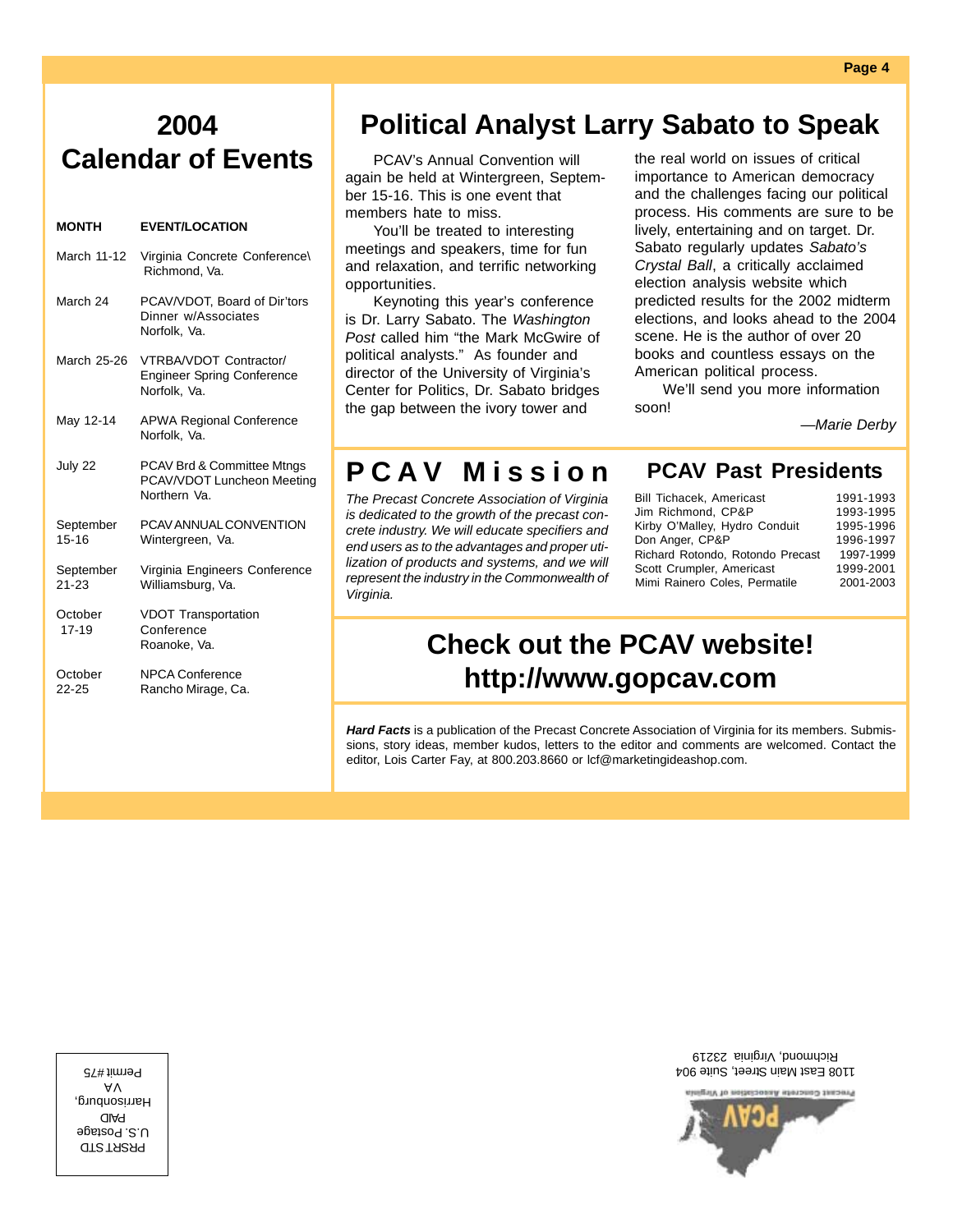## 2004 Calendar of Events

| MONTH | EVENT/LOCATION |
|---|---|
| March 11-12 | Virginia Concrete Conference\ Richmond, Va. |
| March 24 | PCAV/VDOT, Board of Dir'tors Dinner w/Associates Norfolk, Va. |
| March 25-26 | VTRBA/VDOT Contractor/ Engineer Spring Conference Norfolk, Va. |
| May 12-14 | APWA Regional Conference Norfolk, Va. |
| July 22 | PCAV Brd & Committee Mtngs PCAV/VDOT Luncheon Meeting Northern Va. |
| September 15-16 | PCAV ANNUAL CONVENTION Wintergreen, Va. |
| September 21-23 | Virginia Engineers Conference Williamsburg, Va. |
| October 17-19 | VDOT Transportation Conference Roanoke, Va. |
| October 22-25 | NPCA Conference Rancho Mirage, Ca. |

# Political Analyst Larry Sabato to Speak

PCAV's Annual Convention will again be held at Wintergreen, September 15-16. This is one event that members hate to miss.

You'll be treated to interesting meetings and speakers, time for fun and relaxation, and terrific networking opportunities.

Keynoting this year's conference is Dr. Larry Sabato. The *Washington Post* called him "the Mark McGwire of political analysts." As founder and director of the University of Virginia's Center for Politics, Dr. Sabato bridges the gap between the ivory tower and the real world on issues of critical importance to American democracy and the challenges facing our political process. His comments are sure to be lively, entertaining and on target. Dr. Sabato regularly updates *Sabato's Crystal Ball*, a critically acclaimed election analysis website which predicted results for the 2002 midterm elections, and looks ahead to the 2004 scene. He is the author of over 20 books and countless essays on the American political process.

We'll send you more information soon!

*—Marie Derby*

## PCAV Mission

*The Precast Concrete Association of Virginia is dedicated to the growth of the precast concrete industry. We will educate specifiers and end users as to the advantages and proper utilization of products and systems, and we will represent the industry in the Commonwealth of Virginia.*

## PCAV Past Presidents

| | |
|---|---|
| Bill Tichacek, Americast | 1991-1993 |
| Jim Richmond, CP&P | 1993-1995 |
| Kirby O'Malley, Hydro Conduit | 1995-1996 |
| Don Anger, CP&P | 1996-1997 |
| Richard Rotondo, Rotondo Precast | 1997-1999 |
| Scott Crumpler, Americast | 1999-2001 |
| Mimi Rainero Coles, Permatile | 2001-2003 |

## Check out the PCAV website! http://www.gopcav.com

***Hard Facts*** is a publication of the Precast Concrete Association of Virginia for its members. Submissions, story ideas, member kudos, letters to the editor and comments are welcomed. Contact the editor, Lois Carter Fay, at 800.203.8660 or lcf@marketingideashop.com.

PRSRT STD
U.S. Postage
PAID
Harrisonburg,
VA
Permit #75

PCAV
Precast Concrete Association of Virginia
1108 East Main Street, Suite 904
Richmond, Virginia 23219